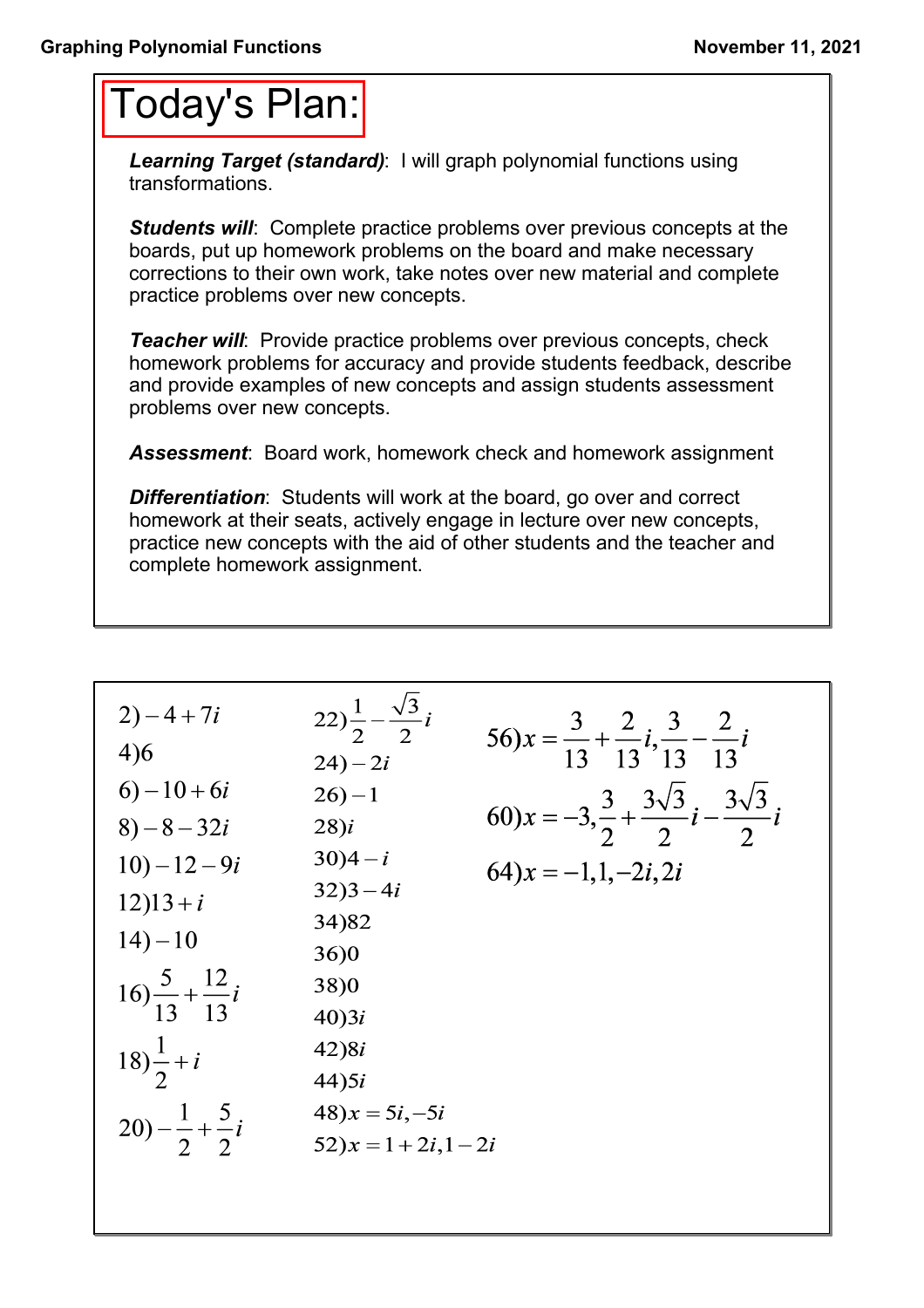# Today's Plan:

***Learning Target (standard)***: I will graph polynomial functions using transformations.

***Students will***: Complete practice problems over previous concepts at the boards, put up homework problems on the board and make necessary corrections to their own work, take notes over new material and complete practice problems over new concepts.

***Teacher will***: Provide practice problems over previous concepts, check homework problems for accuracy and provide students feedback, describe and provide examples of new concepts and assign students assessment problems over new concepts.

***Assessment***: Board work, homework check and homework assignment

***Differentiation***: Students will work at the board, go over and correct homework at their seats, actively engage in lecture over new concepts, practice new concepts with the aid of other students and the teacher and complete homework assignment.

2) $-4+7i$

4) $6$

6) $-10+6i$

8) $-8-32i$

10) $-12-9i$

12) $13+i$

14) $-10$

16) $\frac{5}{13}+\frac{12}{13}i$

18) $\frac{1}{2}+i$

20) $-\frac{1}{2}+\frac{5}{2}i$

22) $\frac{1}{2}-\frac{\sqrt{3}}{2}i$

24) $-2i$

26) $-1$

28) $i$

30) $4-i$

32) $3-4i$

34) $82$

36) $0$

38) $0$

40) $3i$

42) $8i$

44) $5i$

48) $x=5i,-5i$

52) $x=1+2i,1-2i$

56) $x=\frac{3}{13}+\frac{2}{13}i,\frac{3}{13}-\frac{2}{13}i$

60) $x=-3,\frac{3}{2}+\frac{3\sqrt{3}}{2}i-\frac{3\sqrt{3}}{2}i$

64) $x=-1,1,-2i,2i$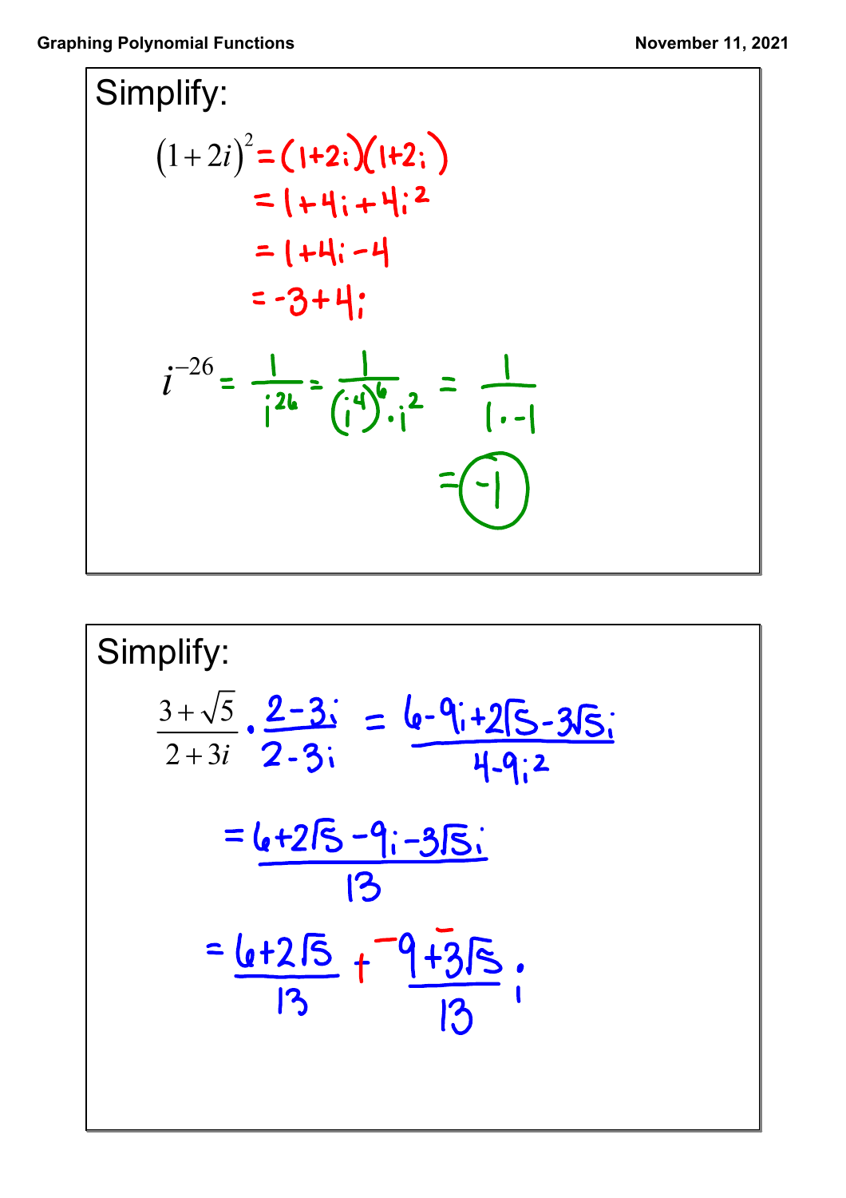## Simplify:

$$(1+2i)^2 = (1+2i)(1+2i)$$

$$= 1+4i+4i^2$$

$$= 1+4i-4$$

$$= -3+4i$$

$$i^{-26} = \frac{1}{i^{26}} = \frac{1}{(i^4)^6 \cdot i^2} = \frac{1}{1 \cdot -1}$$

$$= -1$$

## Simplify:

$$\frac{3+\sqrt{5}}{2+3i} \cdot \frac{2-3i}{2-3i} = \frac{6-9i+2\sqrt{5}-3\sqrt{5}i}{4-9i^2}$$

$$= \frac{6+2\sqrt{5}-9i-3\sqrt{5}i}{13}$$

$$= \frac{6+2\sqrt{5}}{13} + \frac{-9-3\sqrt{5}}{13}i$$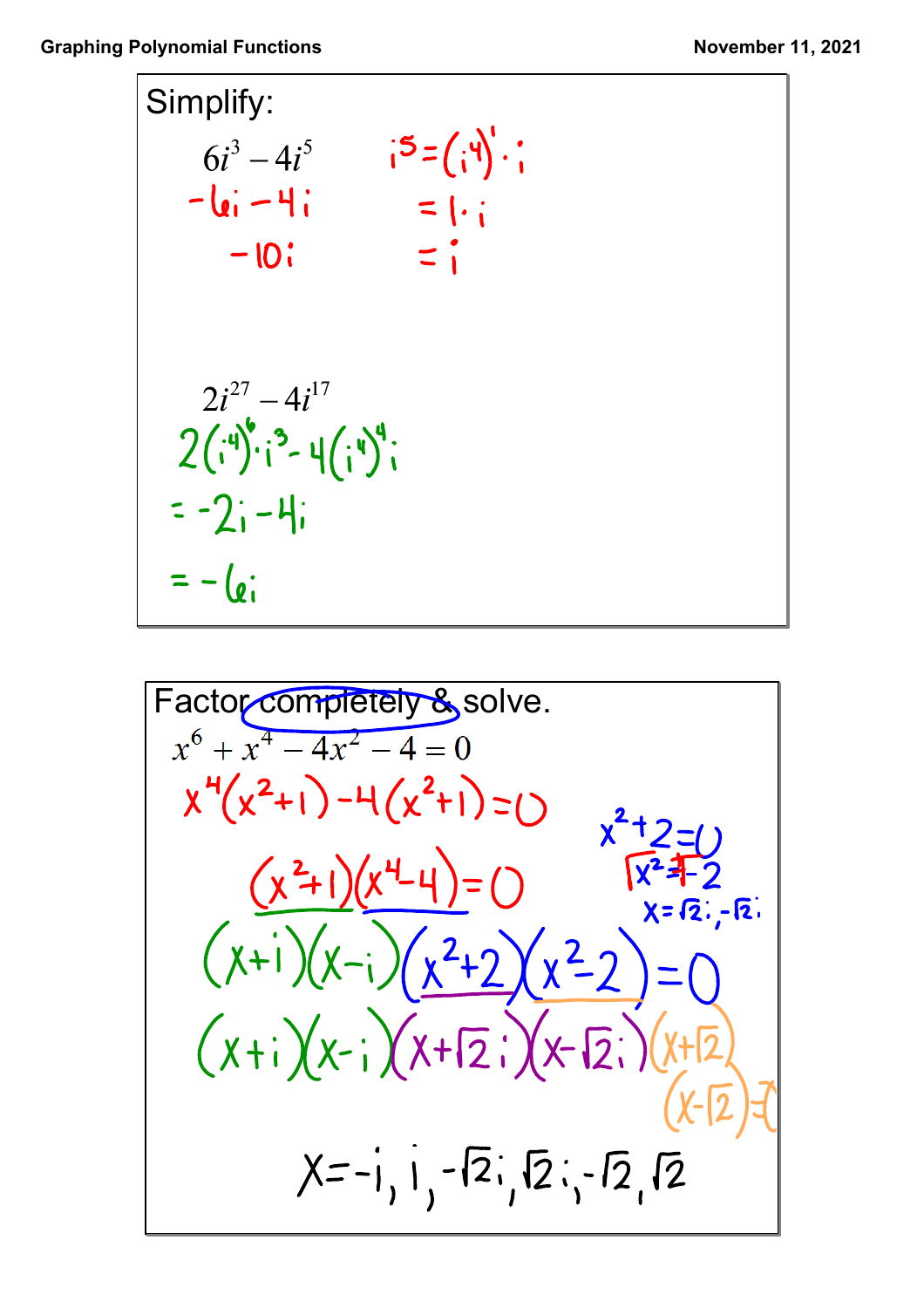Simplify:

$6i^3 - 4i^5$

$-6i - 4i$

$-10i$

$i^5 = (i^4)^1 \cdot i$

$= 1 \cdot i$

$= i$

$2i^{27} - 4i^{17}$

$2(i^4)^6 \cdot i^3 - 4(i^4)^4 i$

$= -2i - 4i$

$= -6i$

Factor completely & solve.

$x^6 + x^4 - 4x^2 - 4 = 0$

$x^4(x^2+1) - 4(x^2+1) = 0$

$(x^2+1)(x^4-4) = 0$

$x^2 + 2 = 0$

$\sqrt{x^2} = \sqrt{-2}$

$x = \sqrt{2}i, -\sqrt{2}i$

$(x+i)(x-i)(x^2+2)(x^2-2) = 0$

$(x+i)(x-i)(x+\sqrt{2}i)(x-\sqrt{2}i)(x+\sqrt{2})(x-\sqrt{2}) = 0$

$x = -i, i, -\sqrt{2}i, \sqrt{2}i, -\sqrt{2}, \sqrt{2}$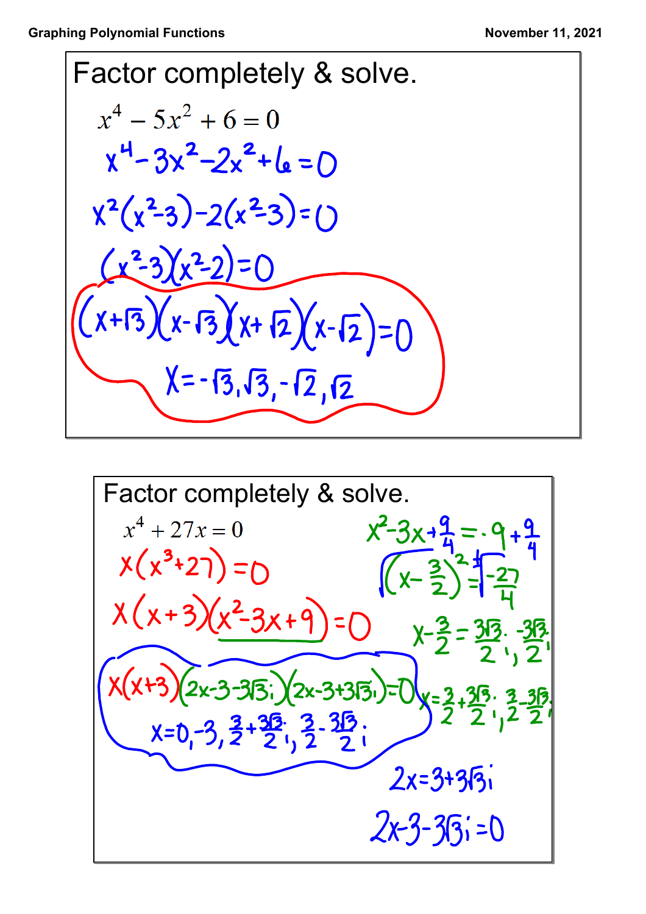Graphing Polynomial Functions November 11, 2021

## Factor completely & solve.

$$x^4 - 5x^2 + 6 = 0$$

$$x^4 - 3x^2 - 2x^2 + 6 = 0$$

$$x^2(x^2-3) - 2(x^2-3) = 0$$

$$(x^2-3)(x^2-2) = 0$$

$$(x+\sqrt{3})(x-\sqrt{3})(x+\sqrt{2})(x-\sqrt{2}) = 0$$

$$x = -\sqrt{3}, \sqrt{3}, -\sqrt{2}, \sqrt{2}$$

## Factor completely & solve.

$$x^4 + 27x = 0$$

$$x(x^3+27) = 0$$

$$x(x+3)(x^2-3x+9) = 0$$

$$x(x+3)(2x-3-3\sqrt{3}i)(2x-3+3\sqrt{3}i) = 0$$

$$x = 0, -3, \frac{3}{2}+\frac{3\sqrt{3}}{2}i, \frac{3}{2}-\frac{3\sqrt{3}}{2}i$$

$$x^2 - 3x + \frac{9}{4} = -9 + \frac{9}{4}$$

$$\sqrt{\left(x-\frac{3}{2}\right)^2} = \pm\sqrt{-\frac{27}{4}}$$

$$x - \frac{3}{2} = \frac{3\sqrt{3}}{2}i, -\frac{3\sqrt{3}}{2}i$$

$$x = \frac{3}{2}+\frac{3\sqrt{3}}{2}i, \frac{3}{2}-\frac{3\sqrt{3}}{2}i$$

$$2x = 3 + 3\sqrt{3}i$$

$$2x - 3 - 3\sqrt{3}i = 0$$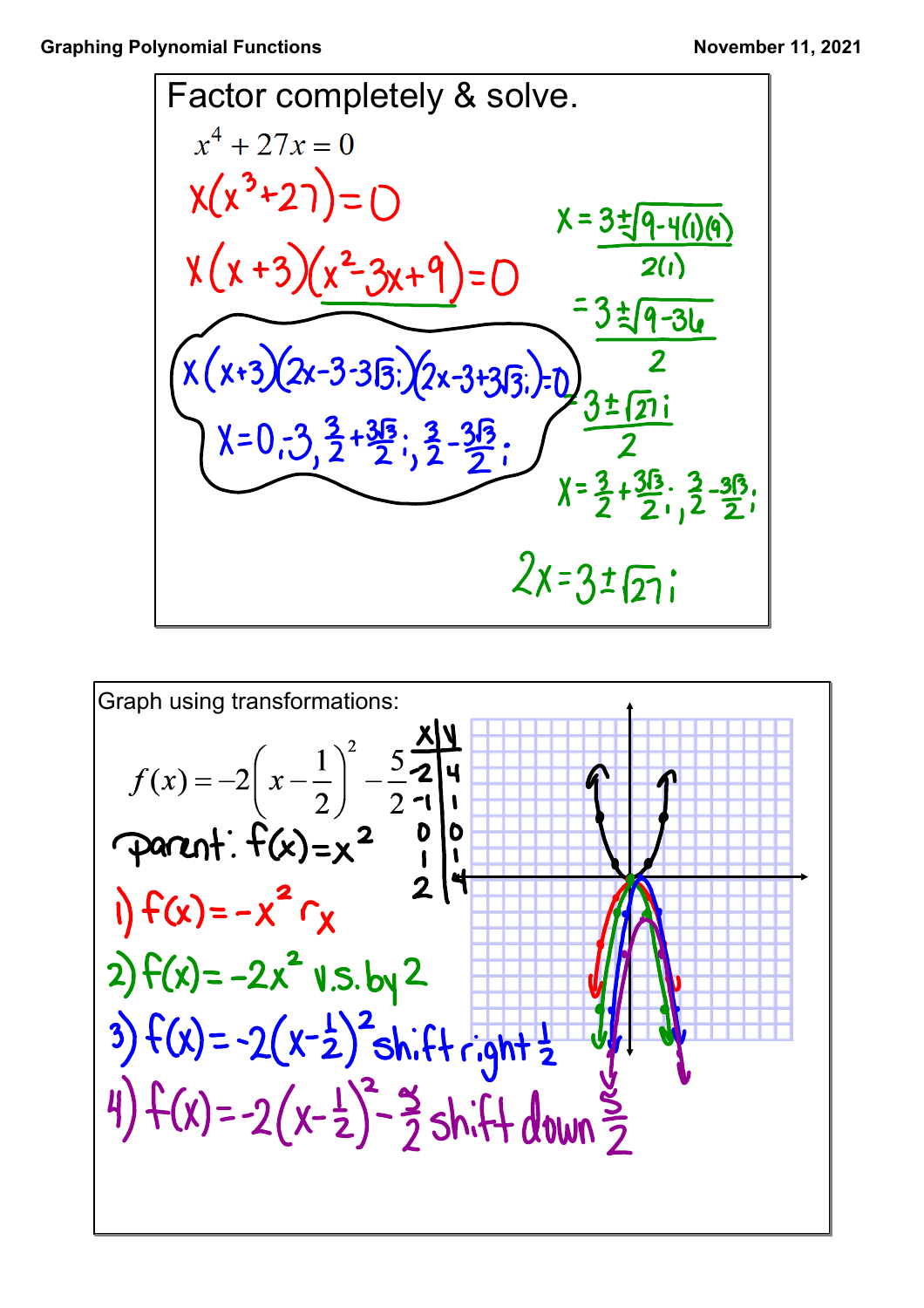## Factor completely & solve.

$$x^4 + 27x = 0$$

$$x(x^3+27)=0$$

$$x(x+3)(x^2-3x+9)=0$$

$$x = \frac{3 \pm \sqrt{9-4(1)(9)}}{2(1)}$$

$$= \frac{3 \pm \sqrt{9-36}}{2}$$

$$= \frac{3 \pm \sqrt{27}\,i}{2}$$

$$x = \frac{3}{2}+\frac{3\sqrt{3}}{2}i,\ \frac{3}{2}-\frac{3\sqrt{3}}{2}i$$

$$2x = 3 \pm \sqrt{27}\,i$$

$$x(x+3)(2x-3-3\sqrt{3}i)(2x-3+3\sqrt{3}i)=0$$

$$x = 0, -3, \frac{3}{2}+\frac{3\sqrt{3}}{2}i, \frac{3}{2}-\frac{3\sqrt{3}}{2}i$$

## Graph using transformations:

$$f(x) = -2\left(x-\frac{1}{2}\right)^2 - \frac{5}{2}$$

Parent: $f(x)=x^2$

| x | y |
|---|---|
| -2 | 4 |
| -1 | 1 |
| 0 | 0 |
| 1 | 1 |
| 2 | 4 |

1) $f(x)=-x^2$ $r_x$

2) $f(x)=-2x^2$ v.s. by 2

3) $f(x)=-2(x-\frac{1}{2})^2$ shift right $\frac{1}{2}$

4) $f(x)=-2(x-\frac{1}{2})^2-\frac{5}{2}$ shift down $\frac{5}{2}$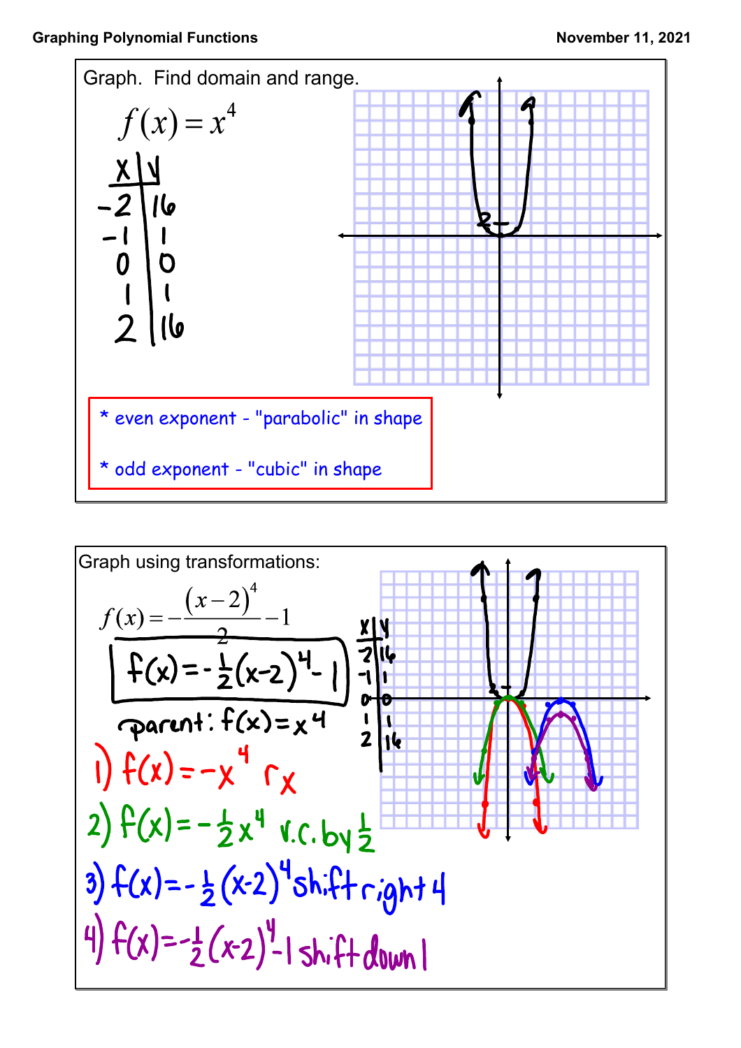Graphing Polynomial Functions — November 11, 2021

Graph. Find domain and range.

$$f(x) = x^4$$

| x | y |
|---|---|
| -2 | 16 |
| -1 | 1 |
| 0 | 0 |
| 1 | 1 |
| 2 | 16 |

* even exponent - "parabolic" in shape
* odd exponent - "cubic" in shape

---

Graph using transformations:

$$f(x) = -\frac{(x-2)^4}{2} - 1$$

$f(x) = -\frac{1}{2}(x-2)^4 - 1$

parent: $f(x) = x^4$

| x | y |
|---|---|
| -2 | 16 |
| -1 | 1 |
| 0 | 0 |
| 1 | 1 |
| 2 | 16 |

1) $f(x) = -x^4$ $r_x$

2) $f(x) = -\frac{1}{2}x^4$ v.c. by $\frac{1}{2}$

3) $f(x) = -\frac{1}{2}(x-2)^4$ shift right 4

4) $f(x) = -\frac{1}{2}(x-2)^4 - 1$ shift down 1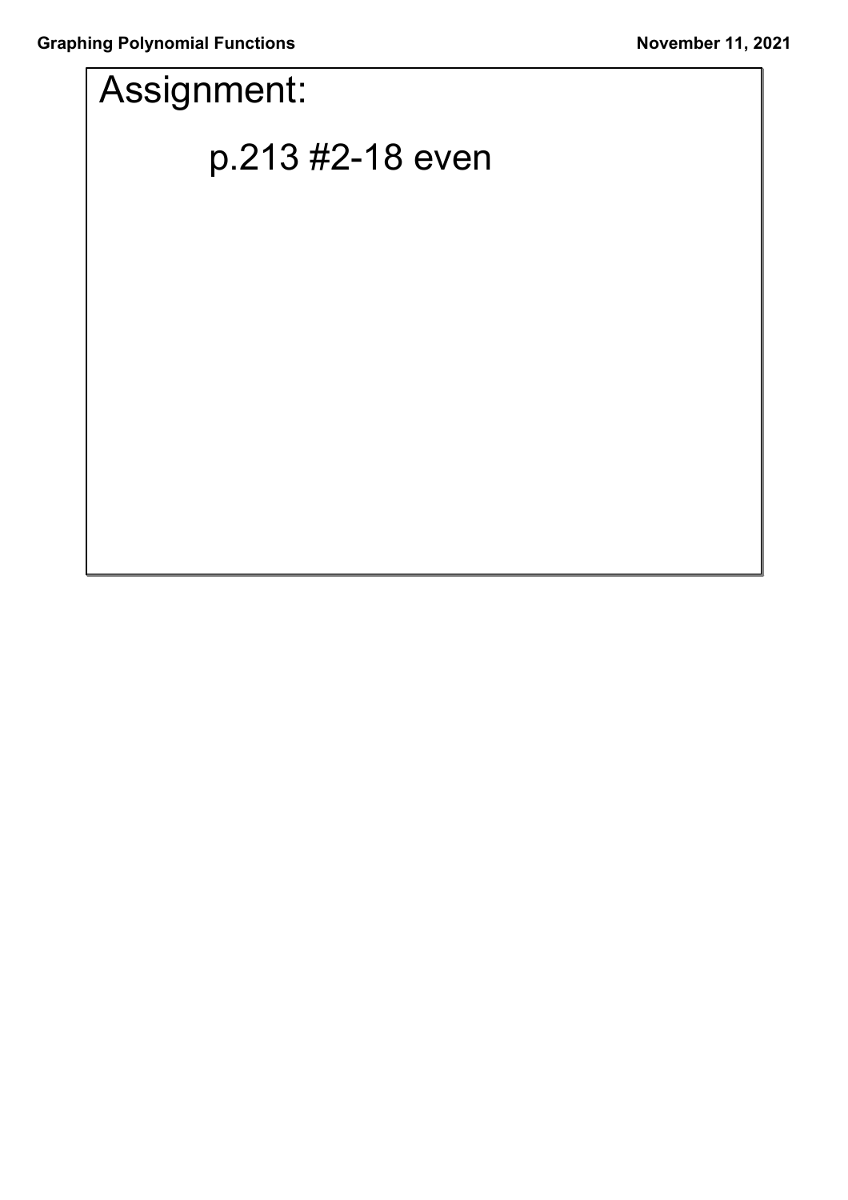# Assignment:

p.213 #2-18 even